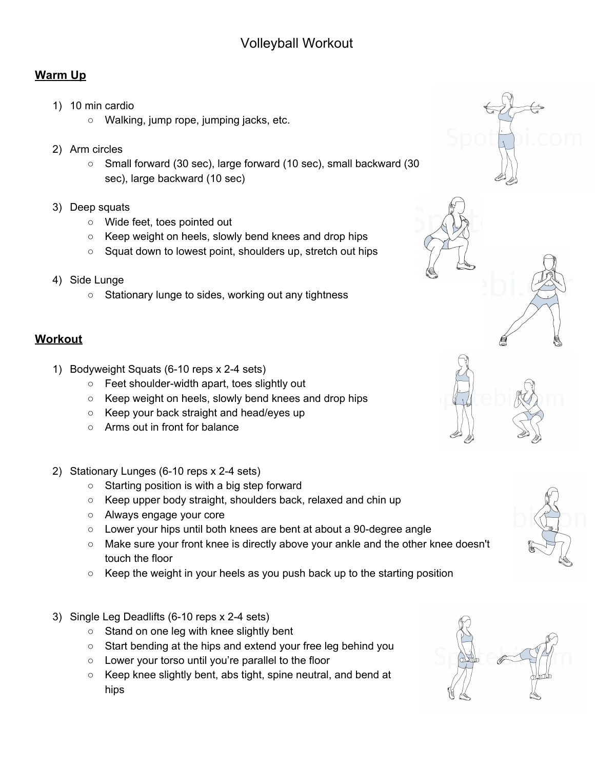# Volleyball Workout

## Warm Up

1) 10 min cardio
    - Walking, jump rope, jumping jacks, etc.

2) Arm circles
    - Small forward (30 sec), large forward (10 sec), small backward (30 sec), large backward (10 sec)

3) Deep squats
    - Wide feet, toes pointed out
    - Keep weight on heels, slowly bend knees and drop hips
    - Squat down to lowest point, shoulders up, stretch out hips

4) Side Lunge
    - Stationary lunge to sides, working out any tightness

## Workout

1) Bodyweight Squats (6-10 reps x 2-4 sets)
    - Feet shoulder-width apart, toes slightly out
    - Keep weight on heels, slowly bend knees and drop hips
    - Keep your back straight and head/eyes up
    - Arms out in front for balance

2) Stationary Lunges (6-10 reps x 2-4 sets)
    - Starting position is with a big step forward
    - Keep upper body straight, shoulders back, relaxed and chin up
    - Always engage your core
    - Lower your hips until both knees are bent at about a 90-degree angle
    - Make sure your front knee is directly above your ankle and the other knee doesn't touch the floor
    - Keep the weight in your heels as you push back up to the starting position

3) Single Leg Deadlifts (6-10 reps x 2-4 sets)
    - Stand on one leg with knee slightly bent
    - Start bending at the hips and extend your free leg behind you
    - Lower your torso until you're parallel to the floor
    - Keep knee slightly bent, abs tight, spine neutral, and bend at hips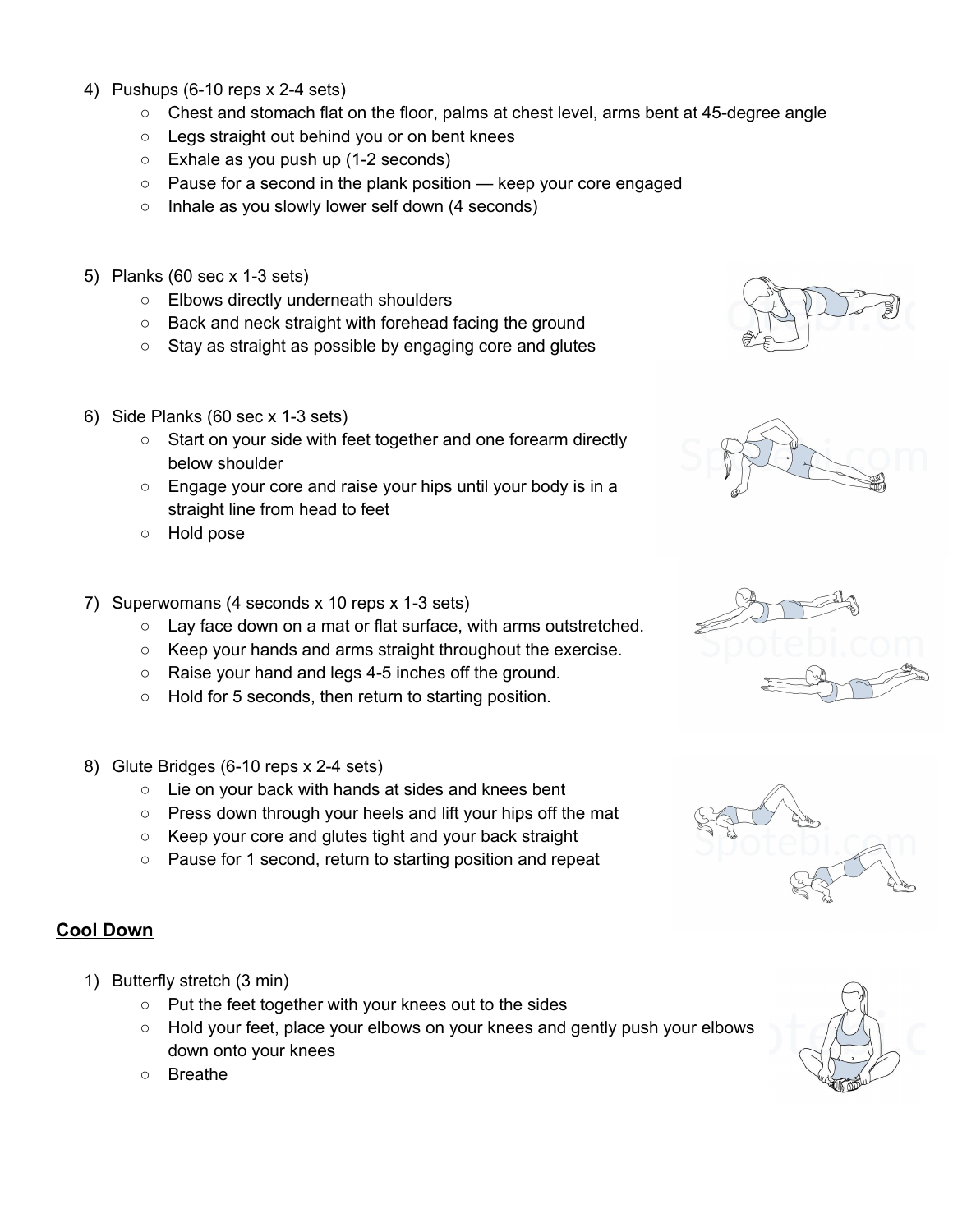4) Pushups (6-10 reps x 2-4 sets)
   - Chest and stomach flat on the floor, palms at chest level, arms bent at 45-degree angle
   - Legs straight out behind you or on bent knees
   - Exhale as you push up (1-2 seconds)
   - Pause for a second in the plank position — keep your core engaged
   - Inhale as you slowly lower self down (4 seconds)

5) Planks (60 sec x 1-3 sets)
   - Elbows directly underneath shoulders
   - Back and neck straight with forehead facing the ground
   - Stay as straight as possible by engaging core and glutes

6) Side Planks (60 sec x 1-3 sets)
   - Start on your side with feet together and one forearm directly below shoulder
   - Engage your core and raise your hips until your body is in a straight line from head to feet
   - Hold pose

7) Superwomans (4 seconds x 10 reps x 1-3 sets)
   - Lay face down on a mat or flat surface, with arms outstretched.
   - Keep your hands and arms straight throughout the exercise.
   - Raise your hand and legs 4-5 inches off the ground.
   - Hold for 5 seconds, then return to starting position.

8) Glute Bridges (6-10 reps x 2-4 sets)
   - Lie on your back with hands at sides and knees bent
   - Press down through your heels and lift your hips off the mat
   - Keep your core and glutes tight and your back straight
   - Pause for 1 second, return to starting position and repeat

## Cool Down

1) Butterfly stretch (3 min)
   - Put the feet together with your knees out to the sides
   - Hold your feet, place your elbows on your knees and gently push your elbows down onto your knees
   - Breathe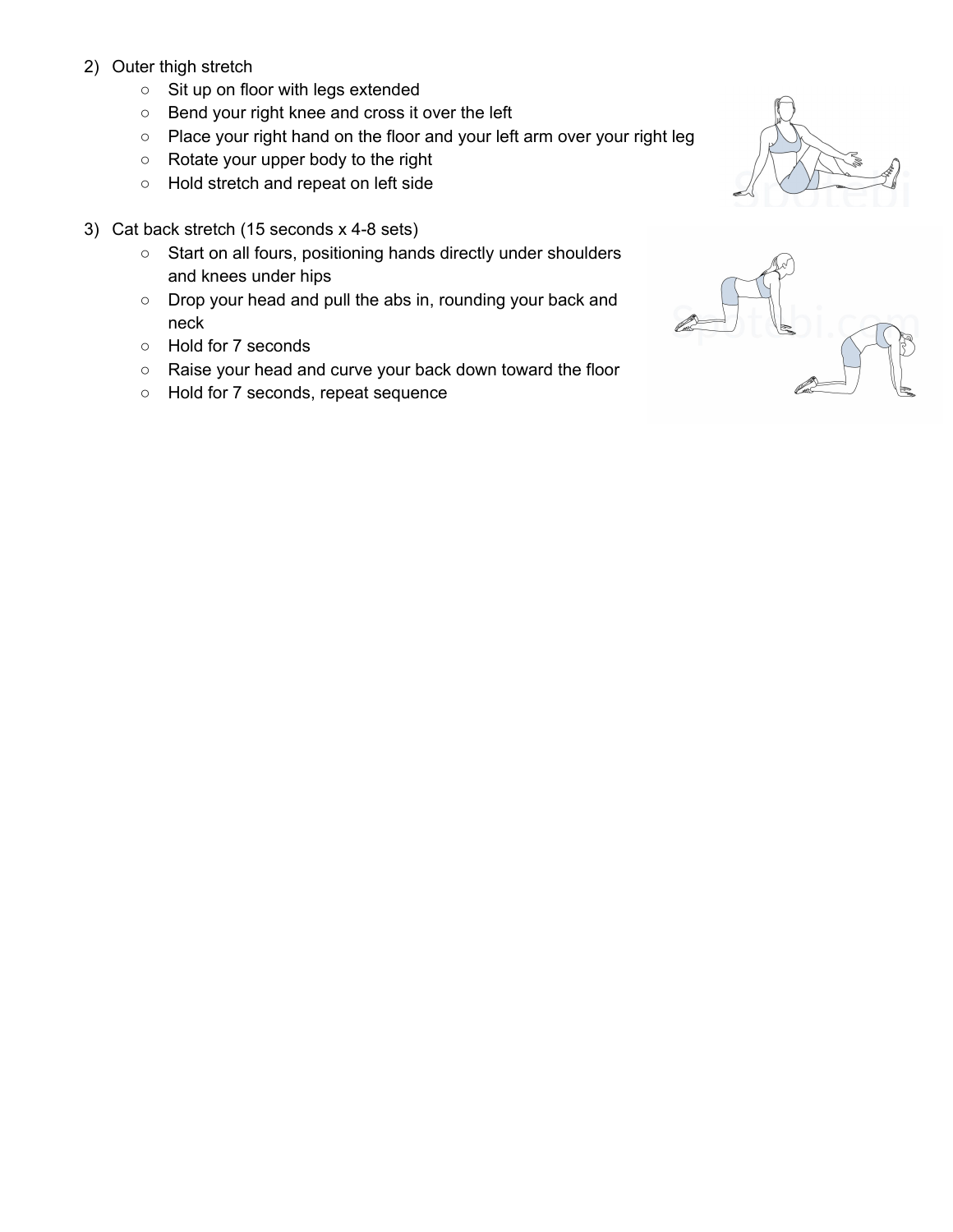2) Outer thigh stretch
    - Sit up on floor with legs extended
    - Bend your right knee and cross it over the left
    - Place your right hand on the floor and your left arm over your right leg
    - Rotate your upper body to the right
    - Hold stretch and repeat on left side

3) Cat back stretch (15 seconds x 4-8 sets)
    - Start on all fours, positioning hands directly under shoulders and knees under hips
    - Drop your head and pull the abs in, rounding your back and neck
    - Hold for 7 seconds
    - Raise your head and curve your back down toward the floor
    - Hold for 7 seconds, repeat sequence